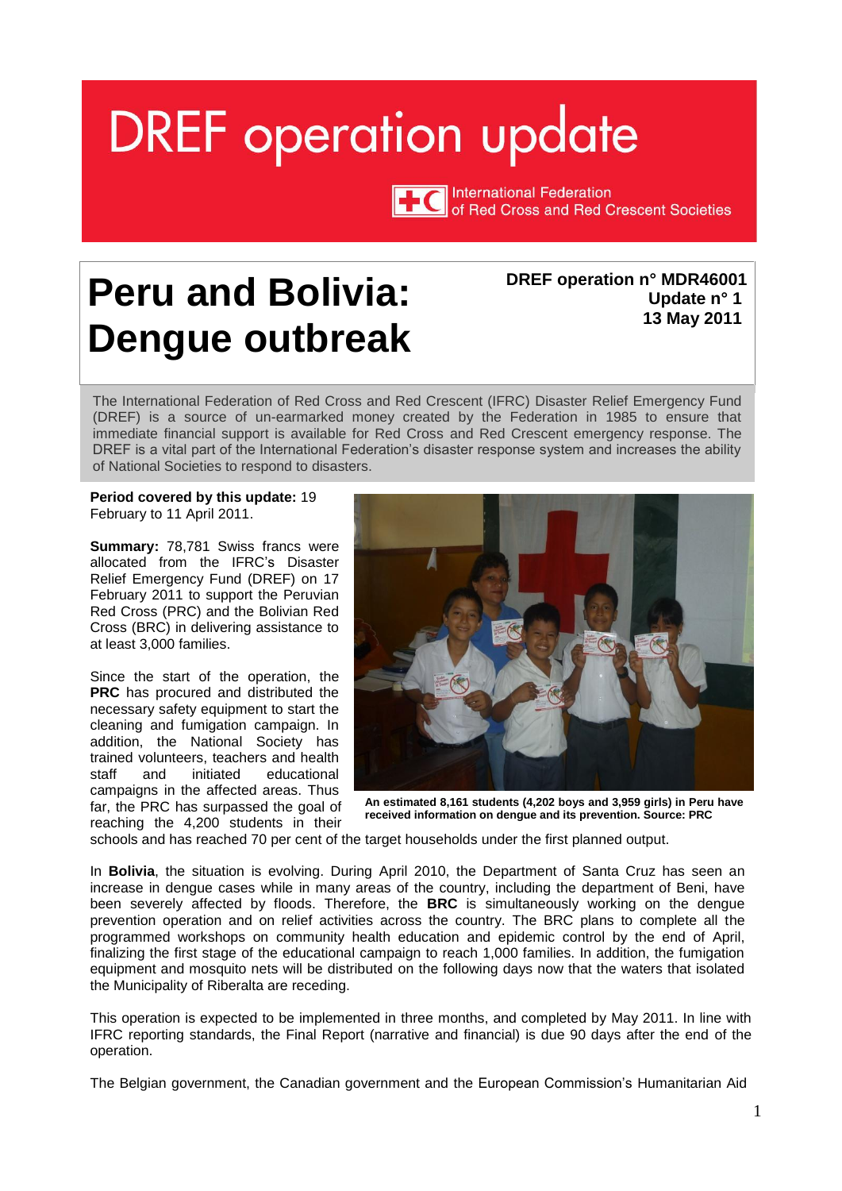# DREF operation update

International Federation of Red Cross and Red Crescent Societies

# Peru and Bolivia: Dengue outbreak

**DREF operation n° MDR46001**
**Update n° 1**
**13 May 2011**

The International Federation of Red Cross and Red Crescent (IFRC) Disaster Relief Emergency Fund (DREF) is a source of un-earmarked money created by the Federation in 1985 to ensure that immediate financial support is available for Red Cross and Red Crescent emergency response. The DREF is a vital part of the International Federation's disaster response system and increases the ability of National Societies to respond to disasters.

**Period covered by this update:** 19 February to 11 April 2011.

**Summary:** 78,781 Swiss francs were allocated from the IFRC's Disaster Relief Emergency Fund (DREF) on 17 February 2011 to support the Peruvian Red Cross (PRC) and the Bolivian Red Cross (BRC) in delivering assistance to at least 3,000 families.

Since the start of the operation, the **PRC** has procured and distributed the necessary safety equipment to start the cleaning and fumigation campaign. In addition, the National Society has trained volunteers, teachers and health staff and initiated educational campaigns in the affected areas. Thus far, the PRC has surpassed the goal of reaching the 4,200 students in their schools and has reached 70 per cent of the target households under the first planned output.

**An estimated 8,161 students (4,202 boys and 3,959 girls) in Peru have received information on dengue and its prevention. Source: PRC**

In **Bolivia**, the situation is evolving. During April 2010, the Department of Santa Cruz has seen an increase in dengue cases while in many areas of the country, including the department of Beni, have been severely affected by floods. Therefore, the **BRC** is simultaneously working on the dengue prevention operation and on relief activities across the country. The BRC plans to complete all the programmed workshops on community health education and epidemic control by the end of April, finalizing the first stage of the educational campaign to reach 1,000 families. In addition, the fumigation equipment and mosquito nets will be distributed on the following days now that the waters that isolated the Municipality of Riberalta are receding.

This operation is expected to be implemented in three months, and completed by May 2011. In line with IFRC reporting standards, the Final Report (narrative and financial) is due 90 days after the end of the operation.

The Belgian government, the Canadian government and the European Commission's Humanitarian Aid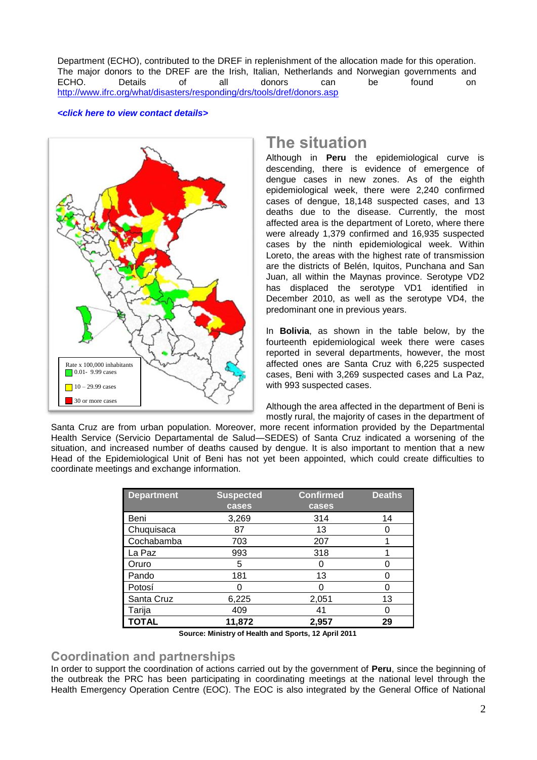Department (ECHO), contributed to the DREF in replenishment of the allocation made for this operation. The major donors to the DREF are the Irish, Italian, Netherlands and Norwegian governments and ECHO. Details of all donors can be found on http://www.ifrc.org/what/disasters/responding/drs/tools/dref/donors.asp

***<click here to view contact details>***

Rate x 100,000 inhabitants
0.01- 9.99 cases
10 – 29.99 cases
30 or more cases

## The situation

Although in **Peru** the epidemiological curve is descending, there is evidence of emergence of dengue cases in new zones. As of the eighth epidemiological week, there were 2,240 confirmed cases of dengue, 18,148 suspected cases, and 13 deaths due to the disease. Currently, the most affected area is the department of Loreto, where there were already 1,379 confirmed and 16,935 suspected cases by the ninth epidemiological week. Within Loreto, the areas with the highest rate of transmission are the districts of Belén, Iquitos, Punchana and San Juan, all within the Maynas province. Serotype VD2 has displaced the serotype VD1 identified in December 2010, as well as the serotype VD4, the predominant one in previous years.

In **Bolivia**, as shown in the table below, by the fourteenth epidemiological week there were cases reported in several departments, however, the most affected ones are Santa Cruz with 6,225 suspected cases, Beni with 3,269 suspected cases and La Paz, with 993 suspected cases.

Although the area affected in the department of Beni is mostly rural, the majority of cases in the department of Santa Cruz are from urban population. Moreover, more recent information provided by the Departmental Health Service (Servicio Departamental de Salud—SEDES) of Santa Cruz indicated a worsening of the situation, and increased number of deaths caused by dengue. It is also important to mention that a new Head of the Epidemiological Unit of Beni has not yet been appointed, which could create difficulties to coordinate meetings and exchange information.

| Department | Suspected cases | Confirmed cases | Deaths |
|---|---|---|---|
| Beni | 3,269 | 314 | 14 |
| Chuquisaca | 87 | 13 | 0 |
| Cochabamba | 703 | 207 | 1 |
| La Paz | 993 | 318 | 1 |
| Oruro | 5 | 0 | 0 |
| Pando | 181 | 13 | 0 |
| Potosí | 0 | 0 | 0 |
| Santa Cruz | 6,225 | 2,051 | 13 |
| Tarija | 409 | 41 | 0 |
| **TOTAL** | **11,872** | **2,957** | **29** |

**Source: Ministry of Health and Sports, 12 April 2011**

## Coordination and partnerships

In order to support the coordination of actions carried out by the government of **Peru**, since the beginning of the outbreak the PRC has been participating in coordinating meetings at the national level through the Health Emergency Operation Centre (EOC). The EOC is also integrated by the General Office of National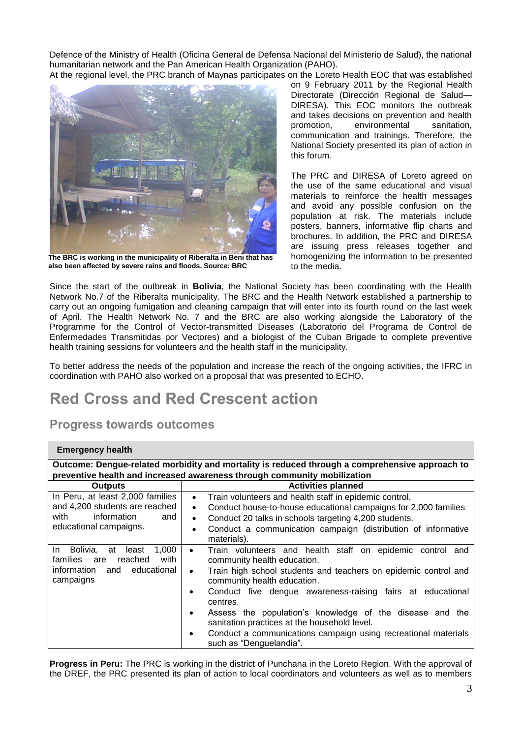Defence of the Ministry of Health (Oficina General de Defensa Nacional del Ministerio de Salud), the national humanitarian network and the Pan American Health Organization (PAHO).

At the regional level, the PRC branch of Maynas participates on the Loreto Health EOC that was established on 9 February 2011 by the Regional Health Directorate (Dirección Regional de Salud—DIRESA). This EOC monitors the outbreak and takes decisions on prevention and health promotion, environmental sanitation, communication and trainings. Therefore, the National Society presented its plan of action in this forum.

**The BRC is working in the municipality of Riberalta in Beni that has also been affected by severe rains and floods. Source: BRC**

The PRC and DIRESA of Loreto agreed on the use of the same educational and visual materials to reinforce the health messages and avoid any possible confusion on the population at risk. The materials include posters, banners, informative flip charts and brochures. In addition, the PRC and DIRESA are issuing press releases together and homogenizing the information to be presented to the media.

Since the start of the outbreak in **Bolivia**, the National Society has been coordinating with the Health Network No.7 of the Riberalta municipality. The BRC and the Health Network established a partnership to carry out an ongoing fumigation and cleaning campaign that will enter into its fourth round on the last week of April. The Health Network No. 7 and the BRC are also working alongside the Laboratory of the Programme for the Control of Vector-transmitted Diseases (Laboratorio del Programa de Control de Enfermedades Transmitidas por Vectores) and a biologist of the Cuban Brigade to complete preventive health training sessions for volunteers and the health staff in the municipality.

To better address the needs of the population and increase the reach of the ongoing activities, the IFRC in coordination with PAHO also worked on a proposal that was presented to ECHO.

# Red Cross and Red Crescent action

## Progress towards outcomes

**Emergency health**

| **Outcome: Dengue-related morbidity and mortality is reduced through a comprehensive approach to preventive health and increased awareness through community mobilization** | |
|---|---|
| **Outputs** | **Activities planned** |
| In Peru, at least 2,000 families and 4,200 students are reached with information and educational campaigns. | • Train volunteers and health staff in epidemic control.<br>• Conduct house-to-house educational campaigns for 2,000 families<br>• Conduct 20 talks in schools targeting 4,200 students.<br>• Conduct a communication campaign (distribution of informative materials). |
| In Bolivia, at least 1,000 families are reached with information and educational campaigns | • Train volunteers and health staff on epidemic control and community health education.<br>• Train high school students and teachers on epidemic control and community health education.<br>• Conduct five dengue awareness-raising fairs at educational centres.<br>• Assess the population's knowledge of the disease and the sanitation practices at the household level.<br>• Conduct a communications campaign using recreational materials such as "Denguelandia". |

**Progress in Peru:** The PRC is working in the district of Punchana in the Loreto Region. With the approval of the DREF, the PRC presented its plan of action to local coordinators and volunteers as well as to members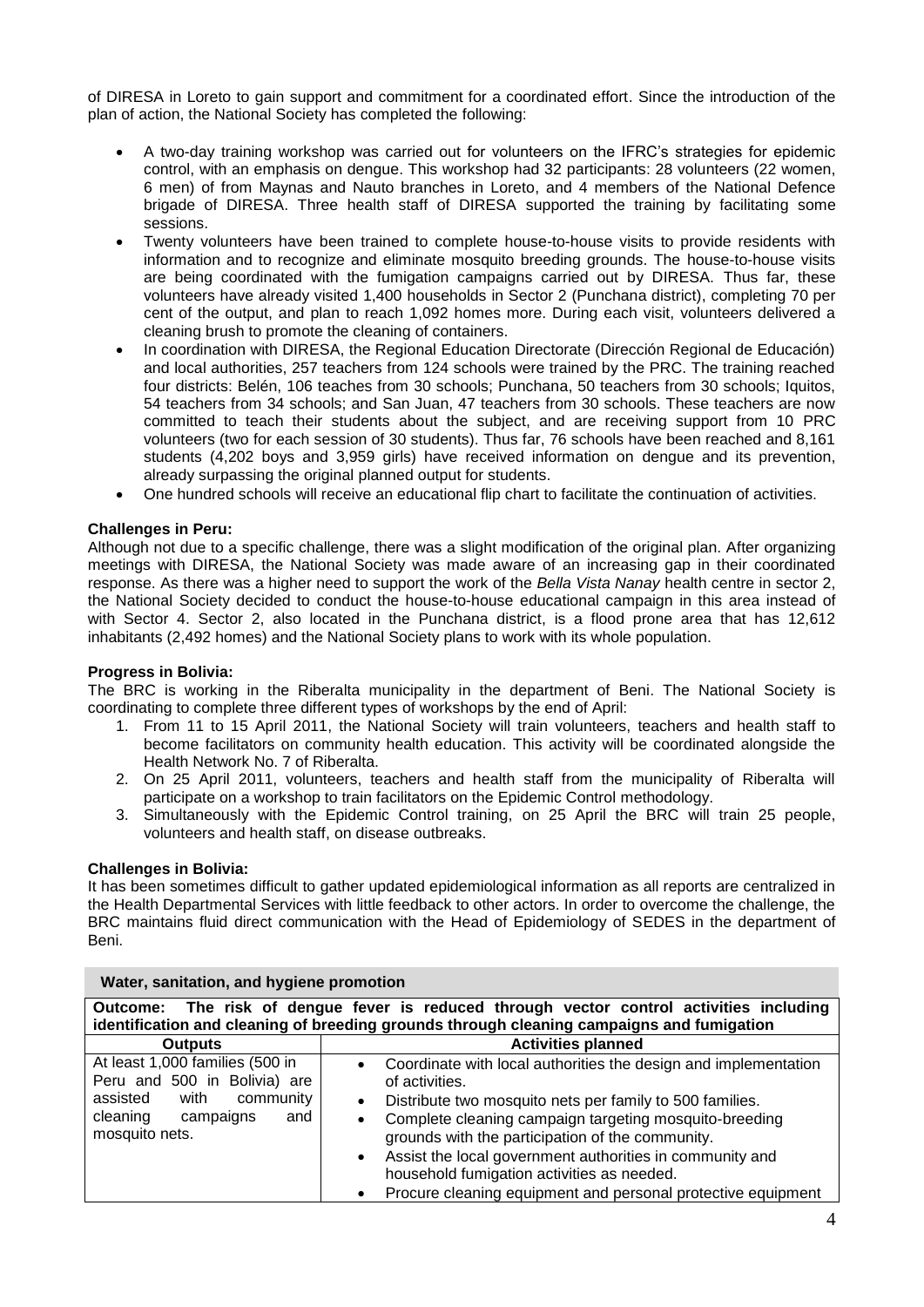of DIRESA in Loreto to gain support and commitment for a coordinated effort. Since the introduction of the plan of action, the National Society has completed the following:

- A two-day training workshop was carried out for volunteers on the IFRC's strategies for epidemic control, with an emphasis on dengue. This workshop had 32 participants: 28 volunteers (22 women, 6 men) of from Maynas and Nauto branches in Loreto, and 4 members of the National Defence brigade of DIRESA. Three health staff of DIRESA supported the training by facilitating some sessions.
- Twenty volunteers have been trained to complete house-to-house visits to provide residents with information and to recognize and eliminate mosquito breeding grounds. The house-to-house visits are being coordinated with the fumigation campaigns carried out by DIRESA. Thus far, these volunteers have already visited 1,400 households in Sector 2 (Punchana district), completing 70 per cent of the output, and plan to reach 1,092 homes more. During each visit, volunteers delivered a cleaning brush to promote the cleaning of containers.
- In coordination with DIRESA, the Regional Education Directorate (Dirección Regional de Educación) and local authorities, 257 teachers from 124 schools were trained by the PRC. The training reached four districts: Belén, 106 teaches from 30 schools; Punchana, 50 teachers from 30 schools; Iquitos, 54 teachers from 34 schools; and San Juan, 47 teachers from 30 schools. These teachers are now committed to teach their students about the subject, and are receiving support from 10 PRC volunteers (two for each session of 30 students). Thus far, 76 schools have been reached and 8,161 students (4,202 boys and 3,959 girls) have received information on dengue and its prevention, already surpassing the original planned output for students.
- One hundred schools will receive an educational flip chart to facilitate the continuation of activities.

**Challenges in Peru:**

Although not due to a specific challenge, there was a slight modification of the original plan. After organizing meetings with DIRESA, the National Society was made aware of an increasing gap in their coordinated response. As there was a higher need to support the work of the *Bella Vista Nanay* health centre in sector 2, the National Society decided to conduct the house-to-house educational campaign in this area instead of with Sector 4. Sector 2, also located in the Punchana district, is a flood prone area that has 12,612 inhabitants (2,492 homes) and the National Society plans to work with its whole population.

**Progress in Bolivia:**

The BRC is working in the Riberalta municipality in the department of Beni. The National Society is coordinating to complete three different types of workshops by the end of April:

1. From 11 to 15 April 2011, the National Society will train volunteers, teachers and health staff to become facilitators on community health education. This activity will be coordinated alongside the Health Network No. 7 of Riberalta.
2. On 25 April 2011, volunteers, teachers and health staff from the municipality of Riberalta will participate on a workshop to train facilitators on the Epidemic Control methodology.
3. Simultaneously with the Epidemic Control training, on 25 April the BRC will train 25 people, volunteers and health staff, on disease outbreaks.

**Challenges in Bolivia:**

It has been sometimes difficult to gather updated epidemiological information as all reports are centralized in the Health Departmental Services with little feedback to other actors. In order to overcome the challenge, the BRC maintains fluid direct communication with the Head of Epidemiology of SEDES in the department of Beni.

**Water, sanitation, and hygiene promotion**

**Outcome: The risk of dengue fever is reduced through vector control activities including identification and cleaning of breeding grounds through cleaning campaigns and fumigation**

| Outputs | Activities planned |
|---|---|
| At least 1,000 families (500 in Peru and 500 in Bolivia) are assisted with community cleaning campaigns and mosquito nets. | • Coordinate with local authorities the design and implementation of activities.<br>• Distribute two mosquito nets per family to 500 families.<br>• Complete cleaning campaign targeting mosquito-breeding grounds with the participation of the community.<br>• Assist the local government authorities in community and household fumigation activities as needed.<br>• Procure cleaning equipment and personal protective equipment |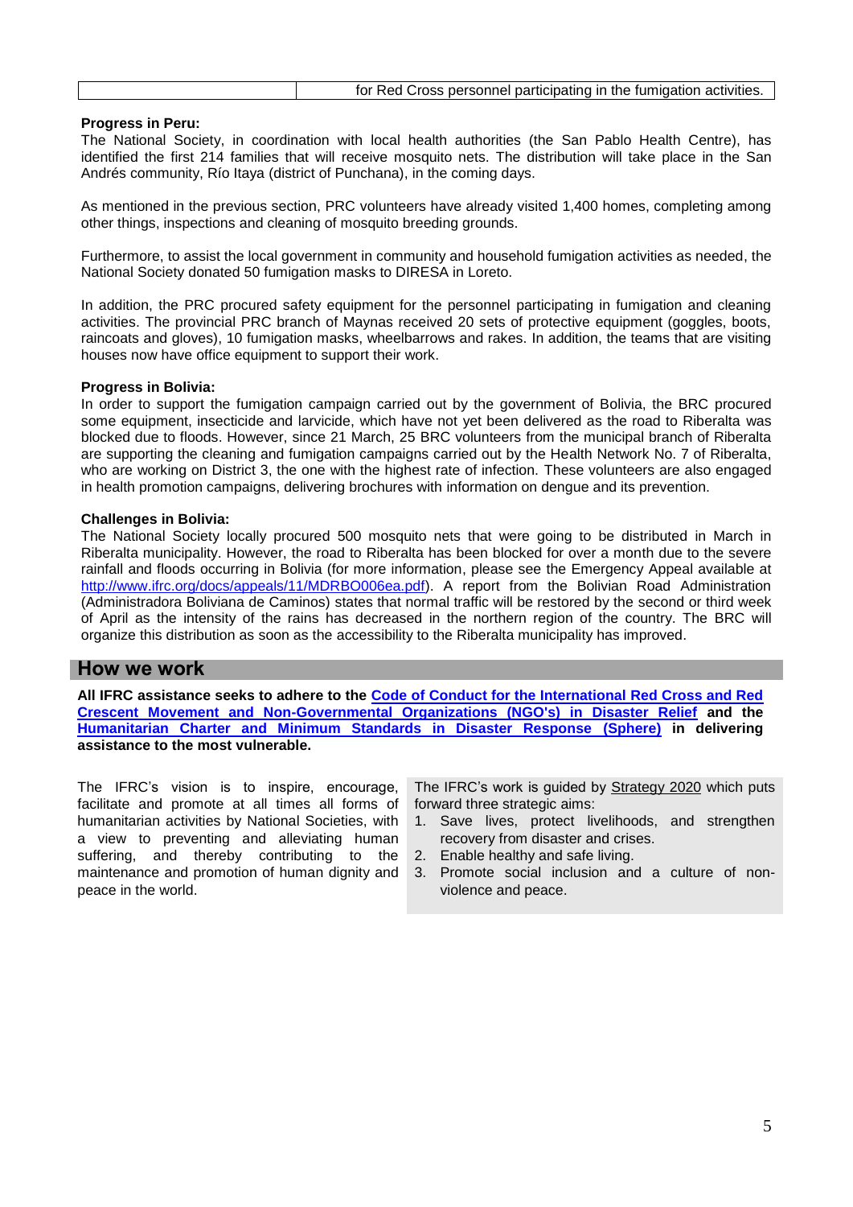| | for Red Cross personnel participating in the fumigation activities. |
|---|---|

**Progress in Peru:**
The National Society, in coordination with local health authorities (the San Pablo Health Centre), has identified the first 214 families that will receive mosquito nets. The distribution will take place in the San Andrés community, Río Itaya (district of Punchana), in the coming days.

As mentioned in the previous section, PRC volunteers have already visited 1,400 homes, completing among other things, inspections and cleaning of mosquito breeding grounds.

Furthermore, to assist the local government in community and household fumigation activities as needed, the National Society donated 50 fumigation masks to DIRESA in Loreto.

In addition, the PRC procured safety equipment for the personnel participating in fumigation and cleaning activities. The provincial PRC branch of Maynas received 20 sets of protective equipment (goggles, boots, raincoats and gloves), 10 fumigation masks, wheelbarrows and rakes. In addition, the teams that are visiting houses now have office equipment to support their work.

**Progress in Bolivia:**
In order to support the fumigation campaign carried out by the government of Bolivia, the BRC procured some equipment, insecticide and larvicide, which have not yet been delivered as the road to Riberalta was blocked due to floods. However, since 21 March, 25 BRC volunteers from the municipal branch of Riberalta are supporting the cleaning and fumigation campaigns carried out by the Health Network No. 7 of Riberalta, who are working on District 3, the one with the highest rate of infection. These volunteers are also engaged in health promotion campaigns, delivering brochures with information on dengue and its prevention.

**Challenges in Bolivia:**
The National Society locally procured 500 mosquito nets that were going to be distributed in March in Riberalta municipality. However, the road to Riberalta has been blocked for over a month due to the severe rainfall and floods occurring in Bolivia (for more information, please see the Emergency Appeal available at http://www.ifrc.org/docs/appeals/11/MDRBO006ea.pdf). A report from the Bolivian Road Administration (Administradora Boliviana de Caminos) states that normal traffic will be restored by the second or third week of April as the intensity of the rains has decreased in the northern region of the country. The BRC will organize this distribution as soon as the accessibility to the Riberalta municipality has improved.

## How we work

**All IFRC assistance seeks to adhere to the Code of Conduct for the International Red Cross and Red Crescent Movement and Non-Governmental Organizations (NGO's) in Disaster Relief and the Humanitarian Charter and Minimum Standards in Disaster Response (Sphere) in delivering assistance to the most vulnerable.**

The IFRC's vision is to inspire, encourage, facilitate and promote at all times all forms of humanitarian activities by National Societies, with a view to preventing and alleviating human suffering, and thereby contributing to the maintenance and promotion of human dignity and peace in the world.

The IFRC's work is guided by Strategy 2020 which puts forward three strategic aims:

1. Save lives, protect livelihoods, and strengthen recovery from disaster and crises.
2. Enable healthy and safe living.
3. Promote social inclusion and a culture of non-violence and peace.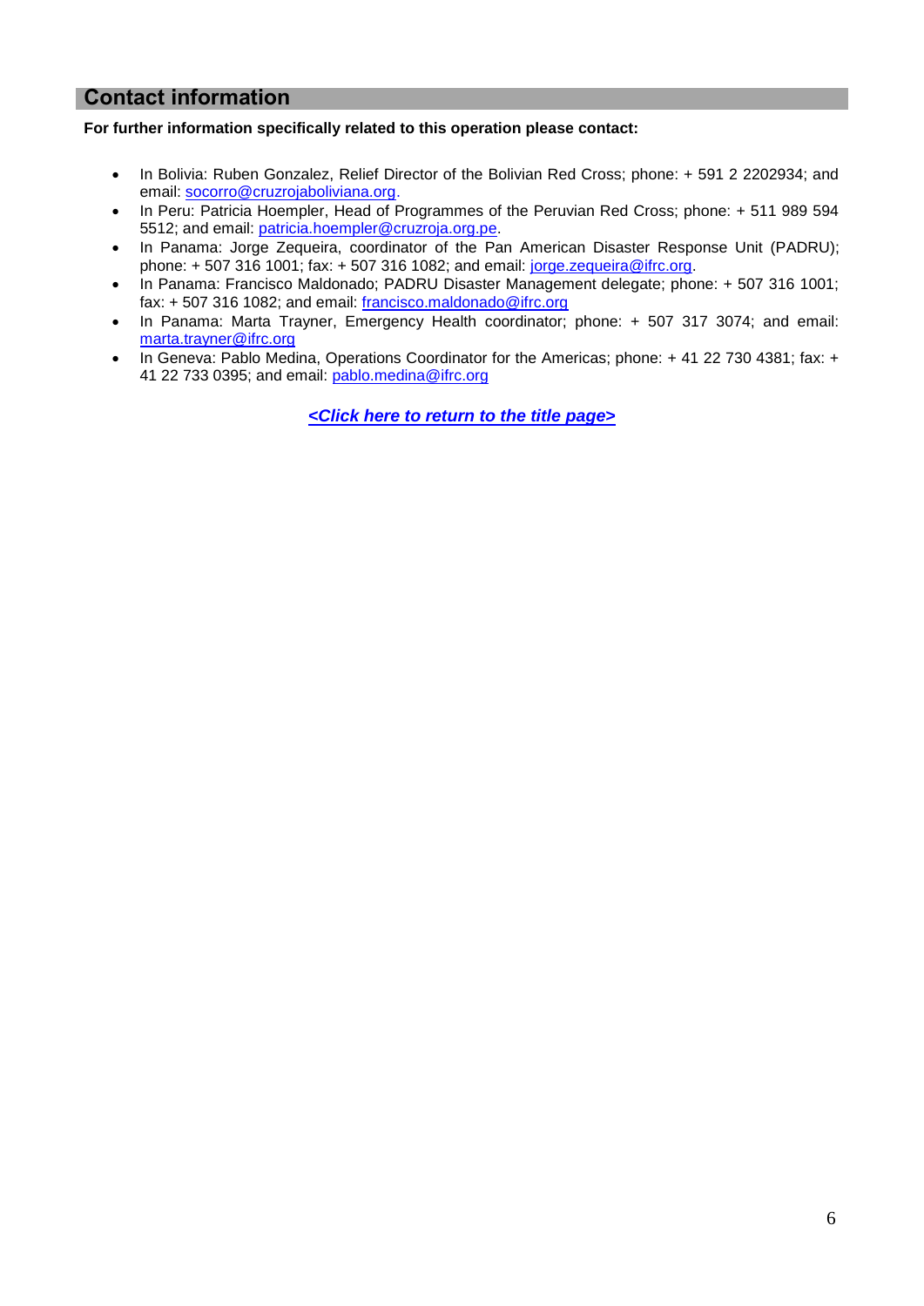## Contact information

**For further information specifically related to this operation please contact:**

- In Bolivia: Ruben Gonzalez, Relief Director of the Bolivian Red Cross; phone: + 591 2 2202934; and email: socorro@cruzrojaboliviana.org.
- In Peru: Patricia Hoempler, Head of Programmes of the Peruvian Red Cross; phone: + 511 989 594 5512; and email: patricia.hoempler@cruzroja.org.pe.
- In Panama: Jorge Zequeira, coordinator of the Pan American Disaster Response Unit (PADRU); phone: + 507 316 1001; fax: + 507 316 1082; and email: jorge.zequeira@ifrc.org.
- In Panama: Francisco Maldonado; PADRU Disaster Management delegate; phone: + 507 316 1001; fax: + 507 316 1082; and email: francisco.maldonado@ifrc.org
- In Panama: Marta Trayner, Emergency Health coordinator; phone: + 507 317 3074; and email: marta.trayner@ifrc.org
- In Geneva: Pablo Medina, Operations Coordinator for the Americas; phone: + 41 22 730 4381; fax: + 41 22 733 0395; and email: pablo.medina@ifrc.org

***<Click here to return to the title page>***